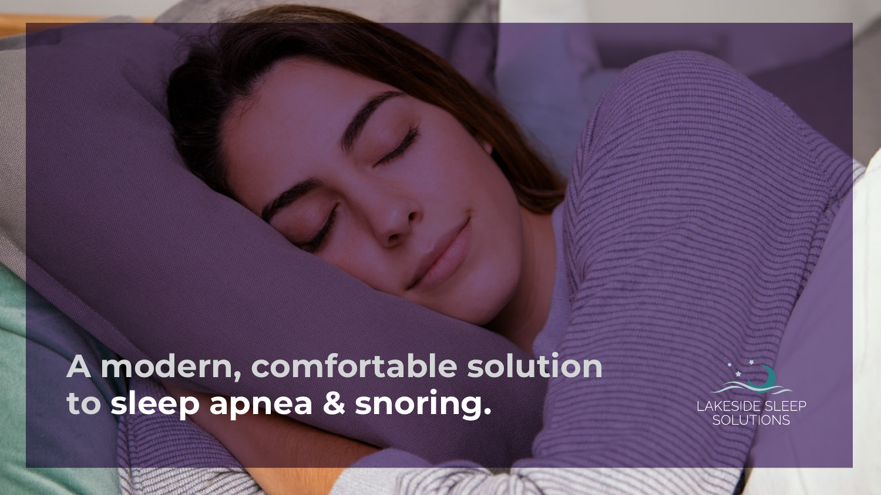# A modern, comfortable solution to **sleep apnea & snoring.**

LAKESIDE SLEEP SOLUTIONS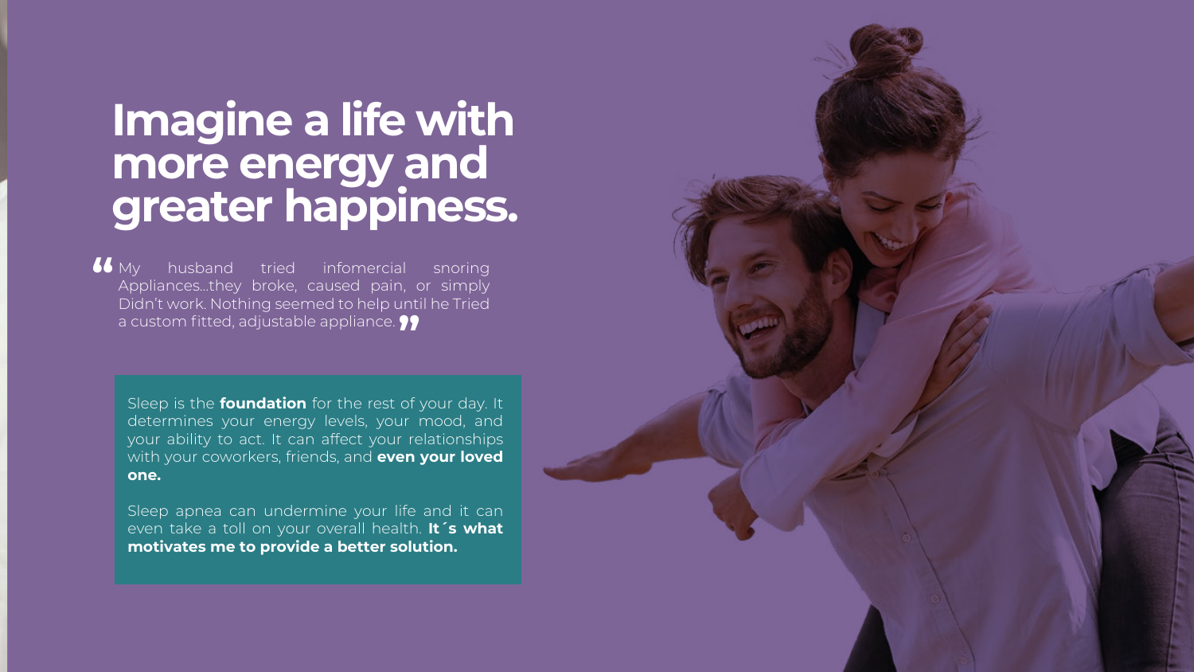# Imagine a life with more energy and greater happiness.

> "My husband tried infomercial snoring Appliances...they broke, caused pain, or simply Didn't work. Nothing seemed to help until he Tried a custom fitted, adjustable appliance."

Sleep is the **foundation** for the rest of your day. It determines your energy levels, your mood, and your ability to act. It can affect your relationships with your coworkers, friends, and **even your loved one.**

Sleep apnea can undermine your life and it can even take a toll on your overall health. **It´s what motivates me to provide a better solution.**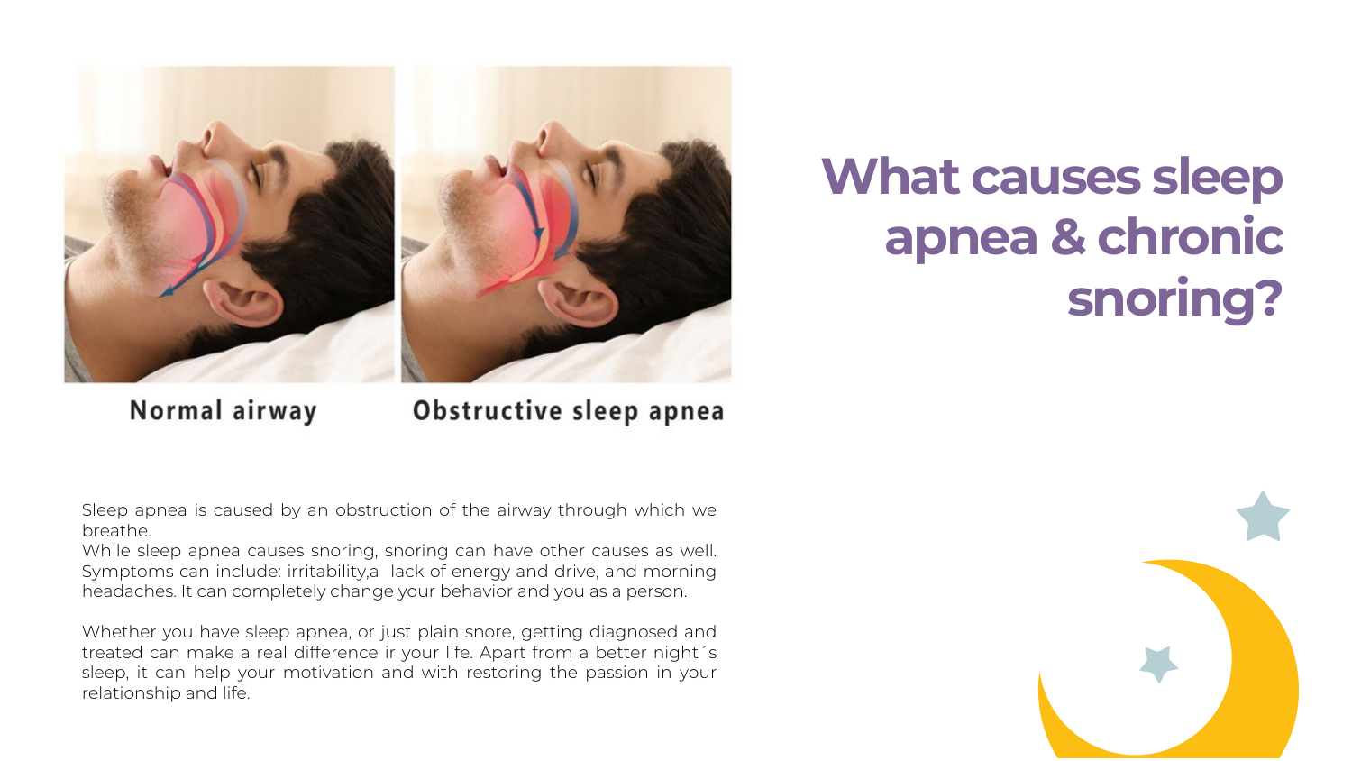Normal airway

Obstructive sleep apnea

# What causes sleep apnea & chronic snoring?

Sleep apnea is caused by an obstruction of the airway through which we breathe.
While sleep apnea causes snoring, snoring can have other causes as well. Symptoms can include: irritability,a lack of energy and drive, and morning headaches. It can completely change your behavior and you as a person.

Whether you have sleep apnea, or just plain snore, getting diagnosed and treated can make a real difference ir your life. Apart from a better night´s sleep, it can help your motivation and with restoring the passion in your relationship and life.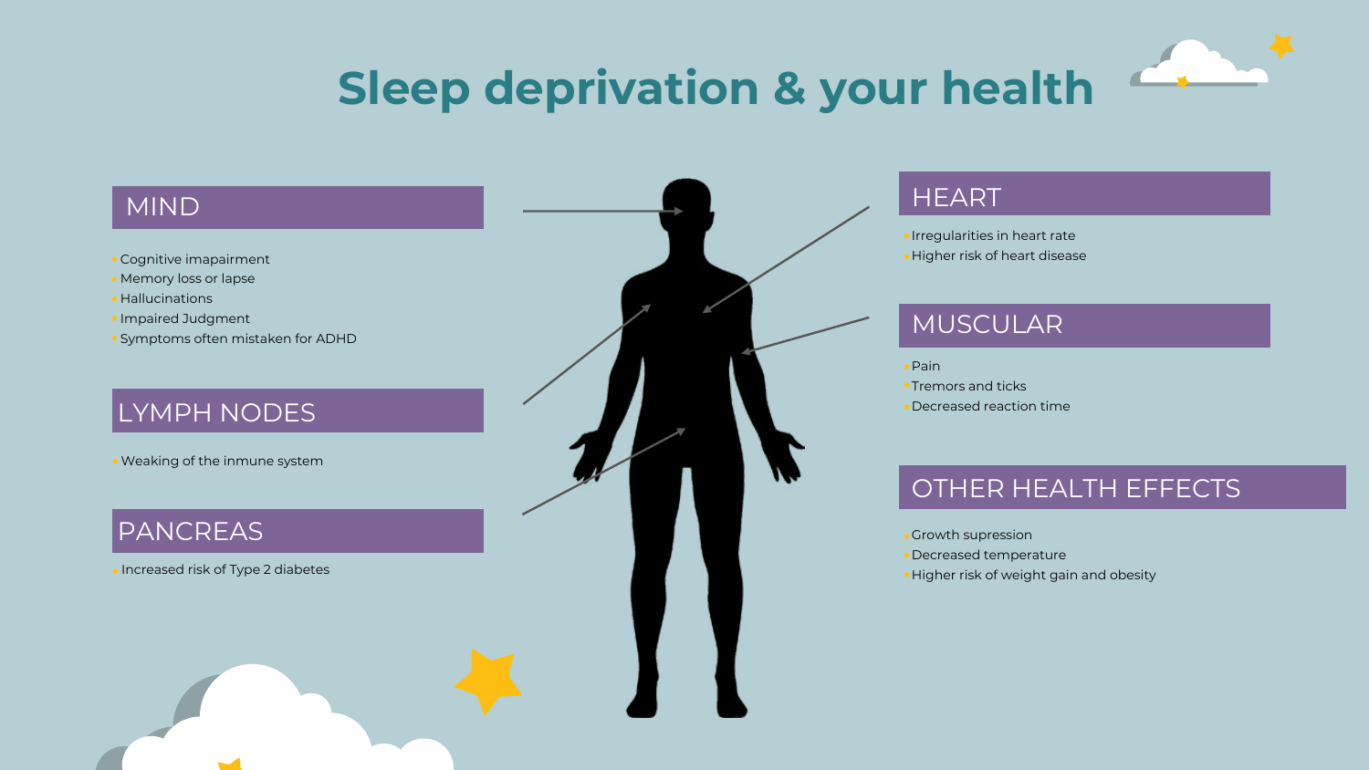# Sleep deprivation & your health

## MIND

- Cognitive imapairment
- Memory loss or lapse
- Hallucinations
- Impaired Judgment
- Symptoms often mistaken for ADHD

## LYMPH NODES

- Weaking of the inmune system

## PANCREAS

- Increased risk of Type 2 diabetes

## HEART

- Irregularities in heart rate
- Higher risk of heart disease

## MUSCULAR

- Pain
- Tremors and ticks
- Decreased reaction time

## OTHER HEALTH EFFECTS

- Growth supression
- Decreased temperature
- Higher risk of weight gain and obesity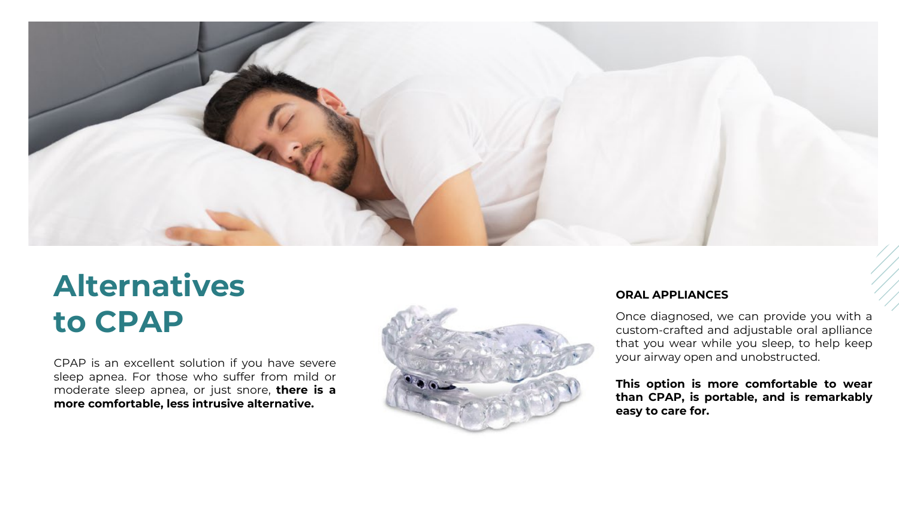# Alternatives to CPAP

CPAP is an excellent solution if you have severe sleep apnea. For those who suffer from mild or moderate sleep apnea, or just snore, **there is a more comfortable, less intrusive alternative.**

**ORAL APPLIANCES**

Once diagnosed, we can provide you with a custom-crafted and adjustable oral aplliance that you wear while you sleep, to help keep your airway open and unobstructed.

**This option is more comfortable to wear than CPAP, is portable, and is remarkably easy to care for.**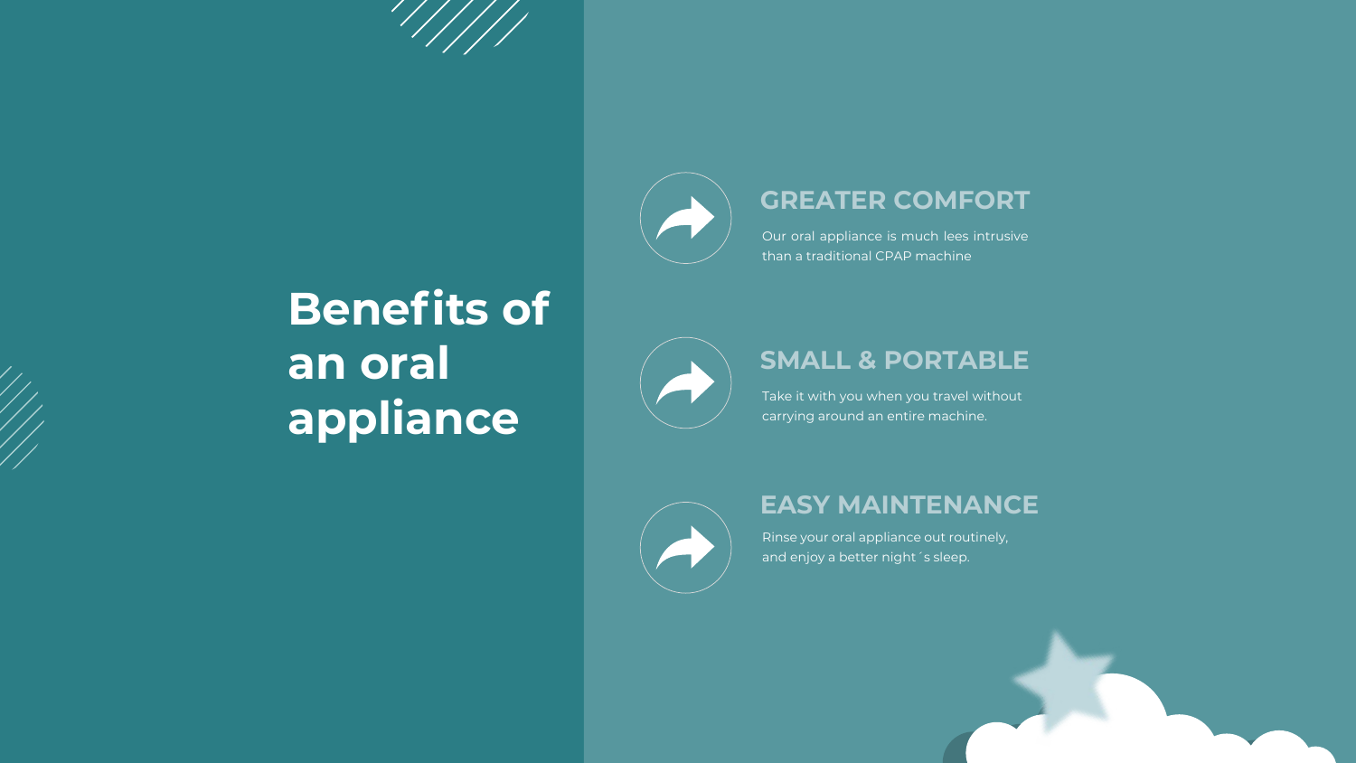# Benefits of an oral appliance

## GREATER COMFORT

Our oral appliance is much lees intrusive than a traditional CPAP machine

## SMALL & PORTABLE

Take it with you when you travel without carrying around an entire machine.

## EASY MAINTENANCE

Rinse your oral appliance out routinely, and enjoy a better night´s sleep.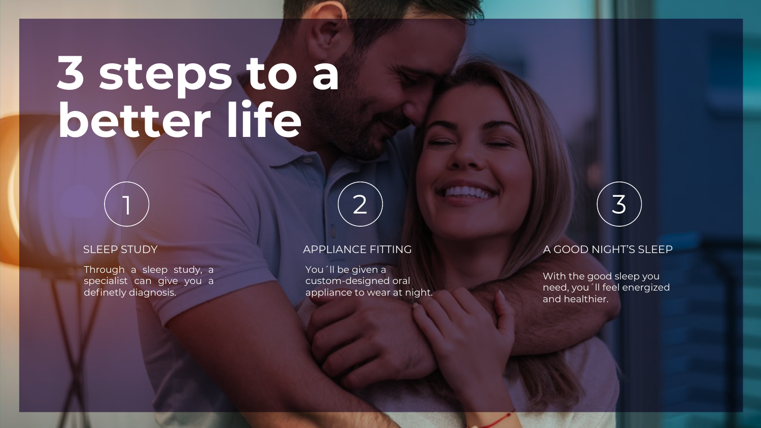# 3 steps to a better life

1

## SLEEP STUDY

Through a sleep study, a specialist can give you a definetly diagnosis.

2

## APPLIANCE FITTING

You´ll be given a custom-designed oral appliance to wear at night.

3

## A GOOD NIGHT'S SLEEP

With the good sleep you need, you´ll feel energized and healthier.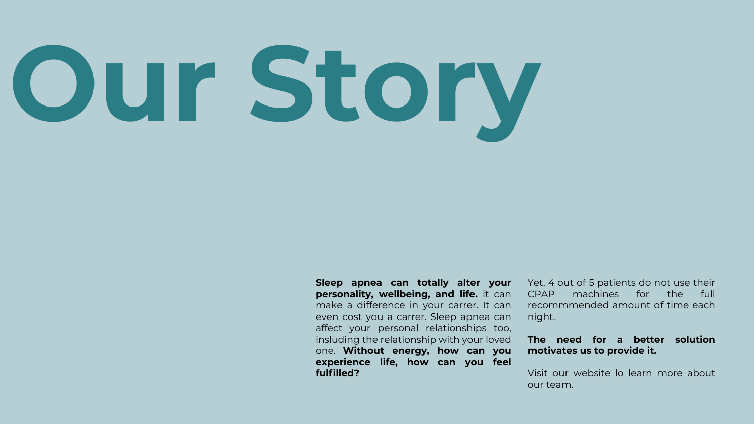# Our Story

**Sleep apnea can totally alter your personality, wellbeing, and life.** it can make a difference in your carrer. It can even cost you a carrer. Sleep apnea can affect your personal relationships too, insluding the relationship with your loved one. **Without energy, how can you experience life, how can you feel fulfilled?**

Yet, 4 out of 5 patients do not use their CPAP machines for the full recommmmended amount of time each night.

**The need for a better solution motivates us to provide it.**

Visit our website lo learn more about our team.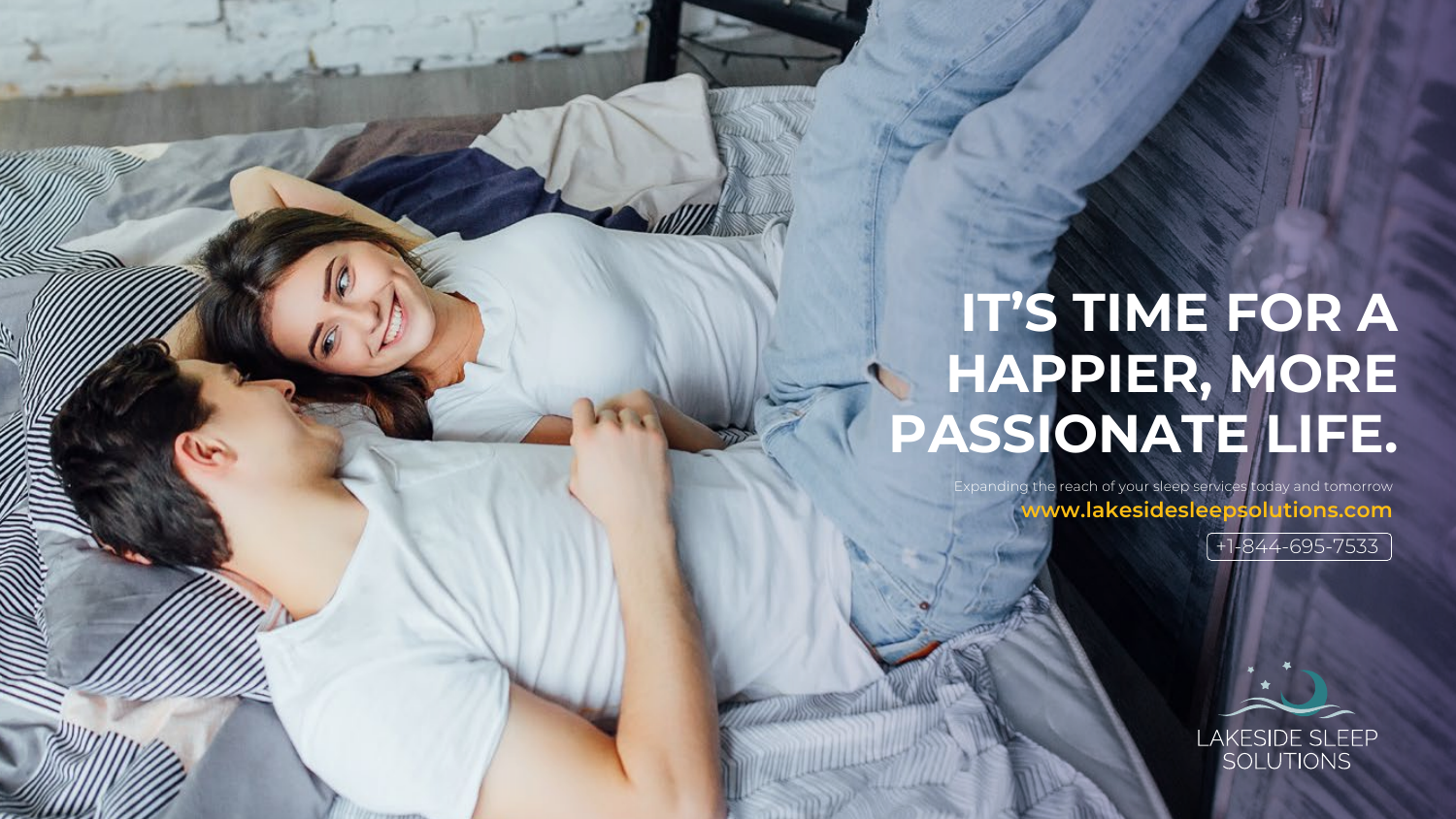# IT'S TIME FOR A HAPPIER, MORE PASSIONATE LIFE.

Expanding the reach of your sleep services today and tomorrow

**www.lakesidesleepsolutions.com**

+1-844-695-7533

LAKESIDE SLEEP SOLUTIONS